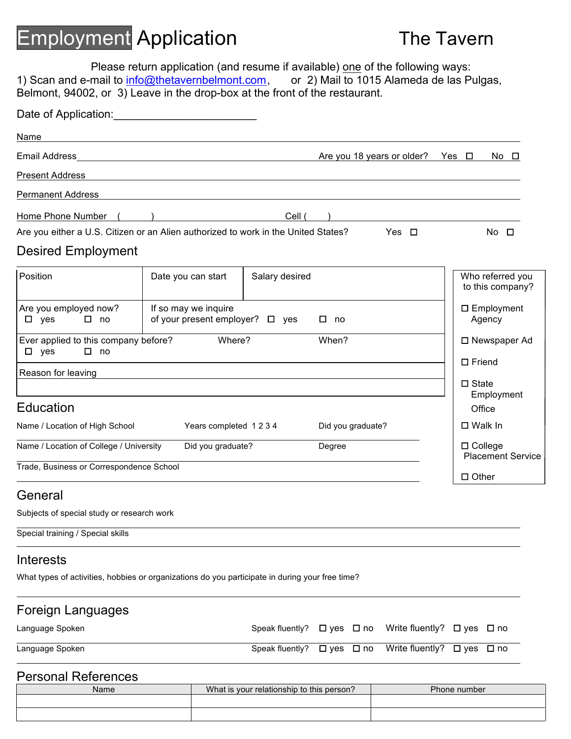# Employment Application — The Tavern

Please return application (and resume if available) one of the following ways:
1) Scan and e-mail to info@thetavernbelmont.com, or 2) Mail to 1015 Alameda de las Pulgas, Belmont, 94002, or 3) Leave in the drop-box at the front of the restaurant.

Date of Application:________________________

Name

Email Address ______________________ Are you 18 years or older? Yes ☐ No ☐

Present Address

Permanent Address

Home Phone Number ( ) Cell ( )

Are you either a U.S. Citizen or an Alien authorized to work in the United States? Yes ☐ No ☐

## Desired Employment

| Position | Date you can start | Salary desired |
|---|---|---|
| Are you employed now? ☐ yes ☐ no | If so may we inquire of your present employer? ☐ yes ☐ no | |
| Ever applied to this company before? ☐ yes ☐ no | Where? | When? |
| Reason for leaving | | |

**Who referred you to this company?**

- ☐ Employment Agency
- ☐ Newspaper Ad
- ☐ Friend
- ☐ State Employment Office
- ☐ Walk In
- ☐ College Placement Service
- ☐ Other

## Education

| Name / Location of High School | Years completed 1 2 3 4 | Did you graduate? |
|---|---|---|
| Name / Location of College / University | Did you graduate? | Degree |
| Trade, Business or Correspondence School | | |

## General

Subjects of special study or research work

Special training / Special skills

## Interests

What types of activities, hobbies or organizations do you participate in during your free time?

## Foreign Languages

Language Spoken ______ Speak fluently? ☐ yes ☐ no Write fluently? ☐ yes ☐ no

Language Spoken ______ Speak fluently? ☐ yes ☐ no Write fluently? ☐ yes ☐ no

## Personal References

| Name | What is your relationship to this person? | Phone number |
|---|---|---|
| | | |
| | | |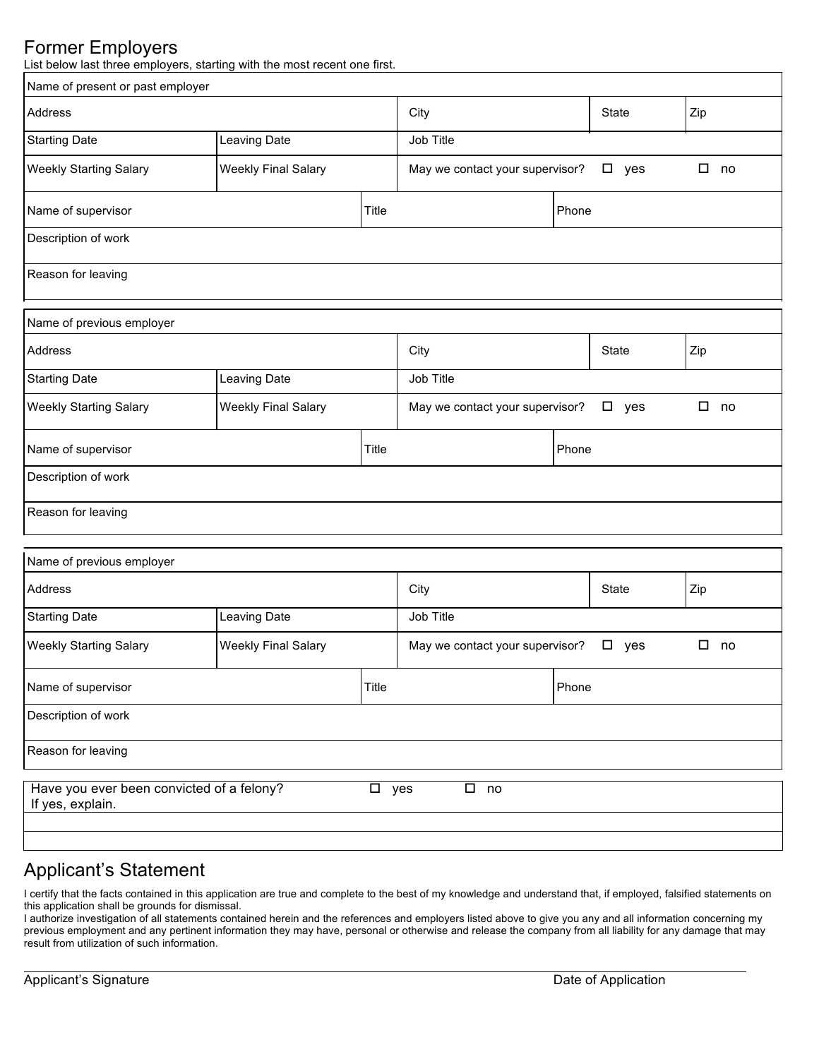## Former Employers

List below last three employers, starting with the most recent one first.

| | | | | | |
|---|---|---|---|---|---|
| Name of present or past employer | | | | | |
| Address | | City | | State | Zip |
| Starting Date | Leaving Date | Job Title | | | |
| Weekly Starting Salary | Weekly Final Salary | May we contact your supervisor? | | ☐ yes | ☐ no |
| Name of supervisor | | Title | | Phone | |
| Description of work | | | | | |
| Reason for leaving | | | | | |

| | | | | | |
|---|---|---|---|---|---|
| Name of previous employer | | | | | |
| Address | | City | | State | Zip |
| Starting Date | Leaving Date | Job Title | | | |
| Weekly Starting Salary | Weekly Final Salary | May we contact your supervisor? | | ☐ yes | ☐ no |
| Name of supervisor | | Title | | Phone | |
| Description of work | | | | | |
| Reason for leaving | | | | | |

| | | | | | |
|---|---|---|---|---|---|
| Name of previous employer | | | | | |
| Address | | City | | State | Zip |
| Starting Date | Leaving Date | Job Title | | | |
| Weekly Starting Salary | Weekly Final Salary | May we contact your supervisor? | | ☐ yes | ☐ no |
| Name of supervisor | | Title | | Phone | |
| Description of work | | | | | |
| Reason for leaving | | | | | |

| | | |
|---|---|---|
| Have you ever been convicted of a felony? If yes, explain. | ☐ yes | ☐ no |
| | | |
| | | |

## Applicant's Statement

I certify that the facts contained in this application are true and complete to the best of my knowledge and understand that, if employed, falsified statements on this application shall be grounds for dismissal.
I authorize investigation of all statements contained herein and the references and employers listed above to give you any and all information concerning my previous employment and any pertinent information they may have, personal or otherwise and release the company from all liability for any damage that may result from utilization of such information.

Applicant's Signature ______________________ Date of Application ______________________